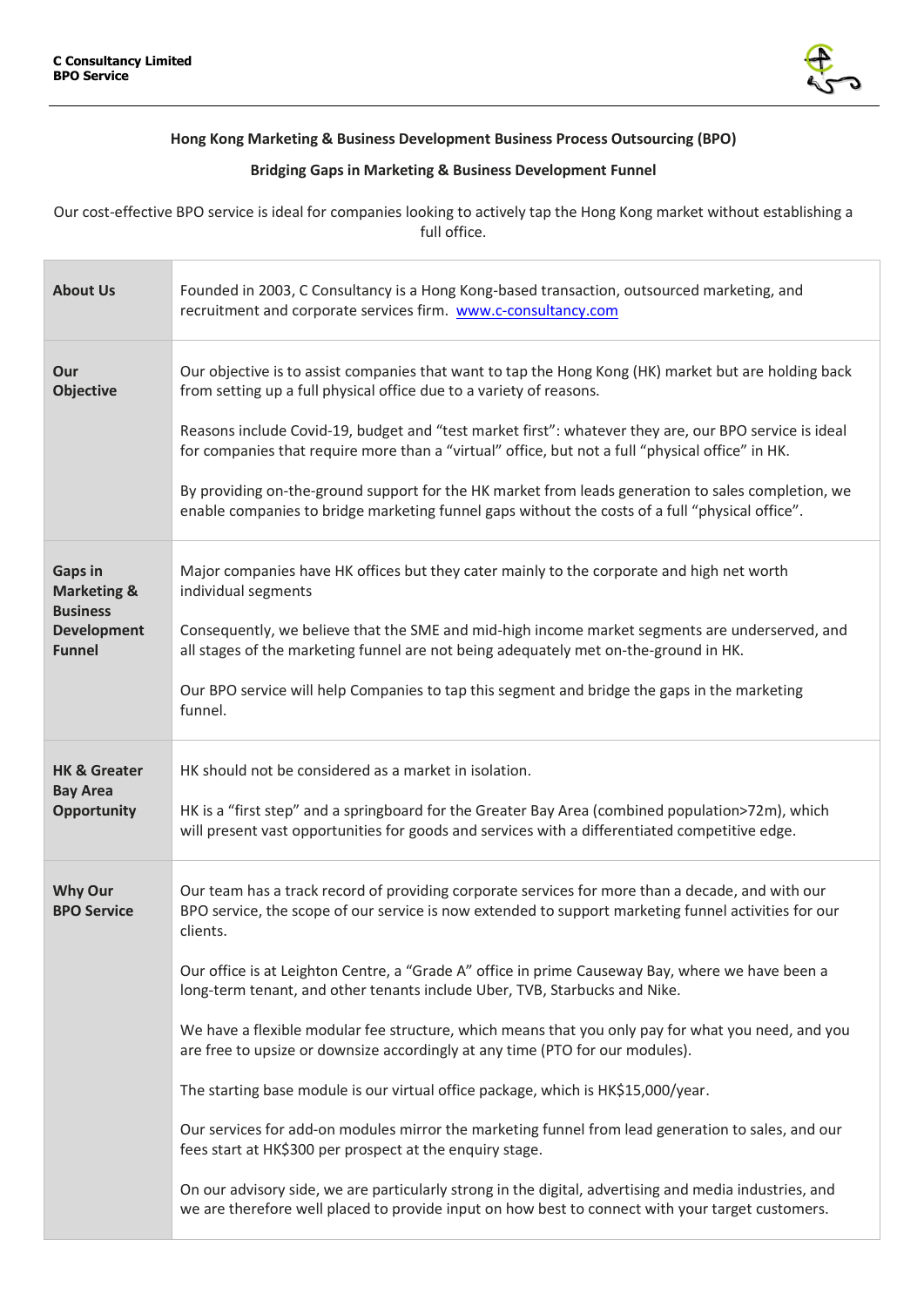**C Consultancy Limited**
**BPO Service**

## Hong Kong Marketing & Business Development Business Process Outsourcing (BPO)

### Bridging Gaps in Marketing & Business Development Funnel

Our cost-effective BPO service is ideal for companies looking to actively tap the Hong Kong market without establishing a full office.

| | |
|---|---|
| **About Us** | Founded in 2003, C Consultancy is a Hong Kong-based transaction, outsourced marketing, and recruitment and corporate services firm. [www.c-consultancy.com](www.c-consultancy.com) |
| **Our Objective** | Our objective is to assist companies that want to tap the Hong Kong (HK) market but are holding back from setting up a full physical office due to a variety of reasons.<br><br>Reasons include Covid-19, budget and "test market first": whatever they are, our BPO service is ideal for companies that require more than a "virtual" office, but not a full "physical office" in HK.<br><br>By providing on-the-ground support for the HK market from leads generation to sales completion, we enable companies to bridge marketing funnel gaps without the costs of a full "physical office". |
| **Gaps in Marketing & Business Development Funnel** | Major companies have HK offices but they cater mainly to the corporate and high net worth individual segments<br><br>Consequently, we believe that the SME and mid-high income market segments are underserved, and all stages of the marketing funnel are not being adequately met on-the-ground in HK.<br><br>Our BPO service will help Companies to tap this segment and bridge the gaps in the marketing funnel. |
| **HK & Greater Bay Area Opportunity** | HK should not be considered as a market in isolation.<br><br>HK is a "first step" and a springboard for the Greater Bay Area (combined population>72m), which will present vast opportunities for goods and services with a differentiated competitive edge. |
| **Why Our BPO Service** | Our team has a track record of providing corporate services for more than a decade, and with our BPO service, the scope of our service is now extended to support marketing funnel activities for our clients.<br><br>Our office is at Leighton Centre, a "Grade A" office in prime Causeway Bay, where we have been a long-term tenant, and other tenants include Uber, TVB, Starbucks and Nike.<br><br>We have a flexible modular fee structure, which means that you only pay for what you need, and you are free to upsize or downsize accordingly at any time (PTO for our modules).<br><br>The starting base module is our virtual office package, which is HK$15,000/year.<br><br>Our services for add-on modules mirror the marketing funnel from lead generation to sales, and our fees start at HK$300 per prospect at the enquiry stage.<br><br>On our advisory side, we are particularly strong in the digital, advertising and media industries, and we are therefore well placed to provide input on how best to connect with your target customers. |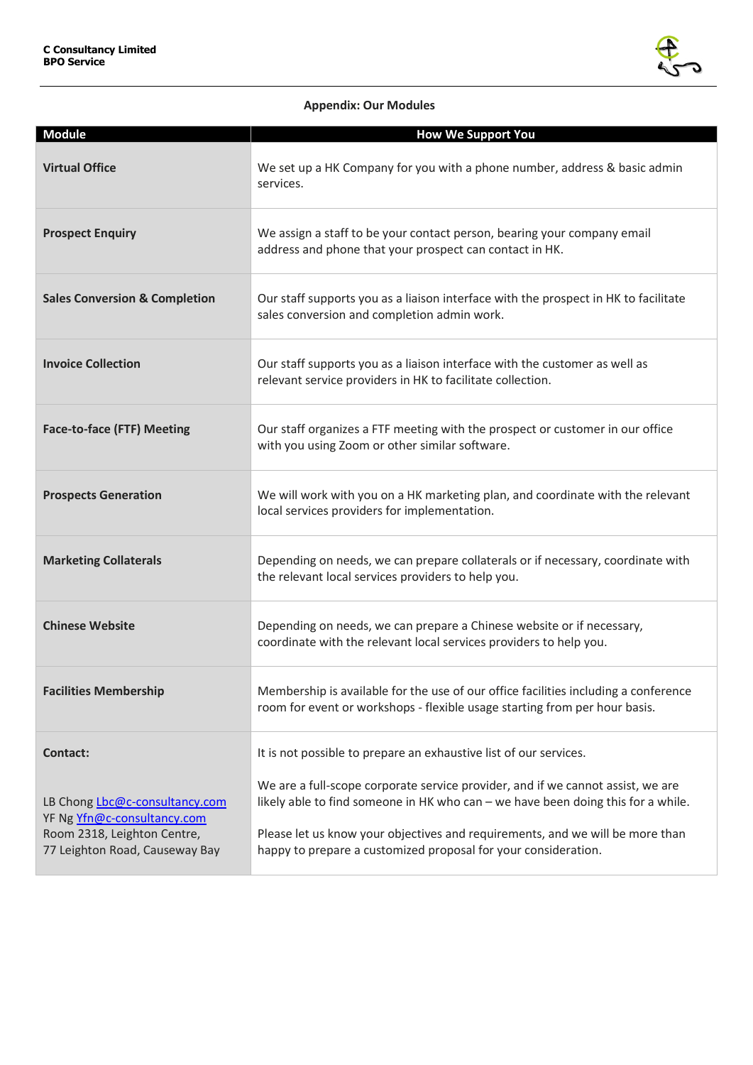**C Consultancy Limited**
**BPO Service**

## Appendix: Our Modules

| Module | How We Support You |
| --- | --- |
| **Virtual Office** | We set up a HK Company for you with a phone number, address & basic admin services. |
| **Prospect Enquiry** | We assign a staff to be your contact person, bearing your company email address and phone that your prospect can contact in HK. |
| **Sales Conversion & Completion** | Our staff supports you as a liaison interface with the prospect in HK to facilitate sales conversion and completion admin work. |
| **Invoice Collection** | Our staff supports you as a liaison interface with the customer as well as relevant service providers in HK to facilitate collection. |
| **Face-to-face (FTF) Meeting** | Our staff organizes a FTF meeting with the prospect or customer in our office with you using Zoom or other similar software. |
| **Prospects Generation** | We will work with you on a HK marketing plan, and coordinate with the relevant local services providers for implementation. |
| **Marketing Collaterals** | Depending on needs, we can prepare collaterals or if necessary, coordinate with the relevant local services providers to help you. |
| **Chinese Website** | Depending on needs, we can prepare a Chinese website or if necessary, coordinate with the relevant local services providers to help you. |
| **Facilities Membership** | Membership is available for the use of our office facilities including a conference room for event or workshops - flexible usage starting from per hour basis. |
| **Contact:**<br><br>LB Chong Lbc@c-consultancy.com<br>YF Ng Yfn@c-consultancy.com<br>Room 2318, Leighton Centre,<br>77 Leighton Road, Causeway Bay | It is not possible to prepare an exhaustive list of our services.<br><br>We are a full-scope corporate service provider, and if we cannot assist, we are likely able to find someone in HK who can – we have been doing this for a while.<br><br>Please let us know your objectives and requirements, and we will be more than happy to prepare a customized proposal for your consideration. |